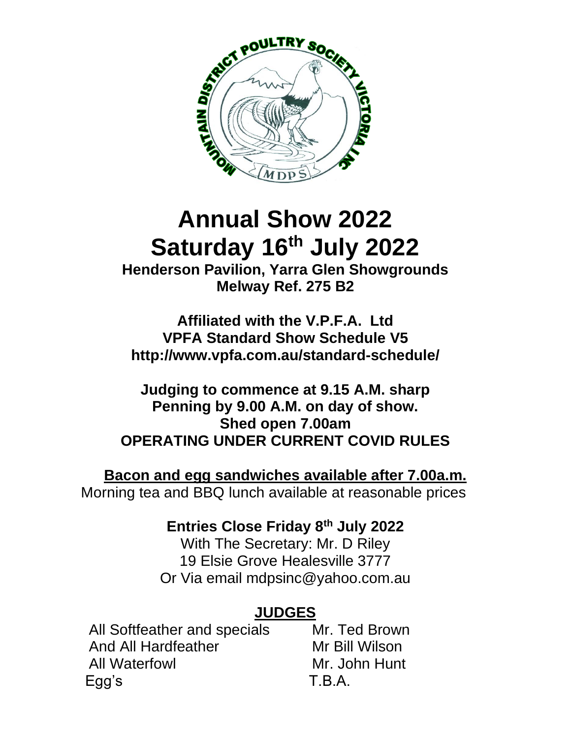# Annual Show 2022

# Saturday 16th July 2022

**Henderson Pavilion, Yarra Glen Showgrounds**
**Melway Ref. 275 B2**

**Affiliated with the V.P.F.A. Ltd**
**VPFA Standard Show Schedule V5**
**http://www.vpfa.com.au/standard-schedule/**

**Judging to commence at 9.15 A.M. sharp**
**Penning by 9.00 A.M. on day of show.**
**Shed open 7.00am**
**OPERATING UNDER CURRENT COVID RULES**

**Bacon and egg sandwiches available after 7.00a.m.**
Morning tea and BBQ lunch available at reasonable prices

**Entries Close Friday 8th July 2022**
With The Secretary: Mr. D Riley
19 Elsie Grove Healesville 3777
Or Via email mdpsinc@yahoo.com.au

## JUDGES

| | |
|---|---|
| All Softfeather and specials | Mr. Ted Brown |
| And All Hardfeather | Mr Bill Wilson |
| All Waterfowl | Mr. John Hunt |
| Egg's | T.B.A. |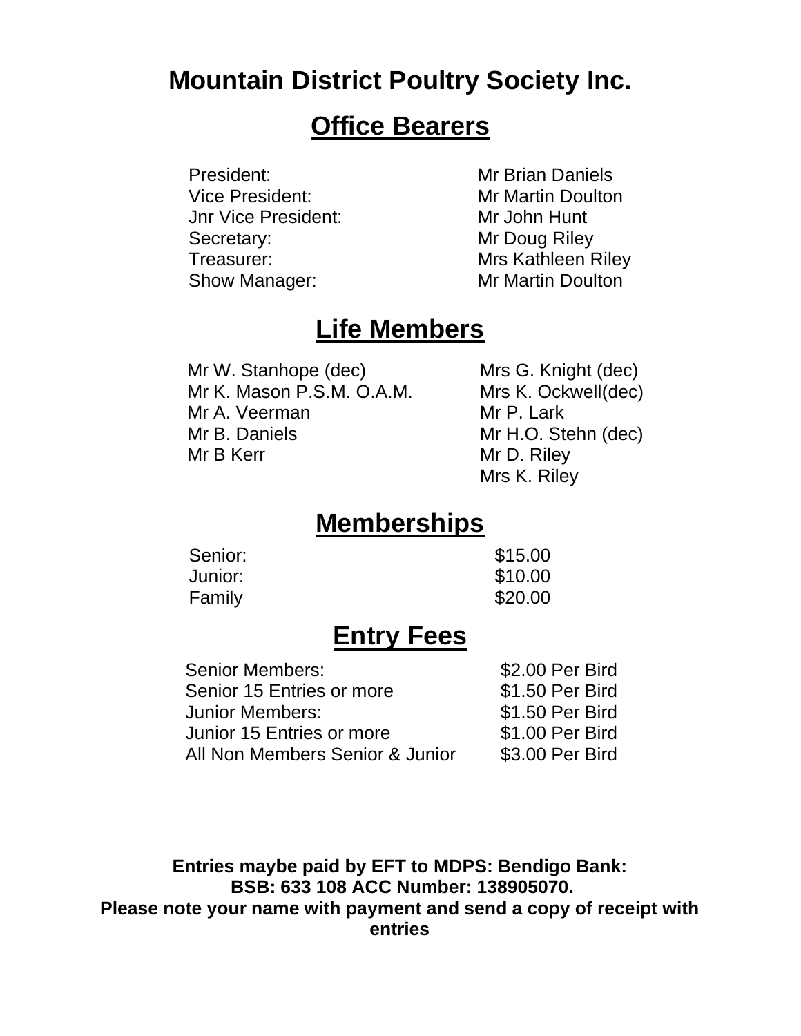# Mountain District Poultry Society Inc.

## Office Bearers

| | |
|---|---|
| President: | Mr Brian Daniels |
| Vice President: | Mr Martin Doulton |
| Jnr Vice President: | Mr John Hunt |
| Secretary: | Mr Doug Riley |
| Treasurer: | Mrs Kathleen Riley |
| Show Manager: | Mr Martin Doulton |

## Life Members

| | |
|---|---|
| Mr W. Stanhope (dec) | Mrs G. Knight (dec) |
| Mr K. Mason P.S.M. O.A.M. | Mrs K. Ockwell(dec) |
| Mr A. Veerman | Mr P. Lark |
| Mr B. Daniels | Mr H.O. Stehn (dec) |
| Mr B Kerr | Mr D. Riley |
| | Mrs K. Riley |

## Memberships

| | |
|---|---|
| Senior: | $15.00 |
| Junior: | $10.00 |
| Family | $20.00 |

## Entry Fees

| | |
|---|---|
| Senior Members: | $2.00 Per Bird |
| Senior 15 Entries or more | $1.50 Per Bird |
| Junior Members: | $1.50 Per Bird |
| Junior 15 Entries or more | $1.00 Per Bird |
| All Non Members Senior & Junior | $3.00 Per Bird |

**Entries maybe paid by EFT to MDPS: Bendigo Bank:**
**BSB: 633 108 ACC Number: 138905070.**
**Please note your name with payment and send a copy of receipt with entries**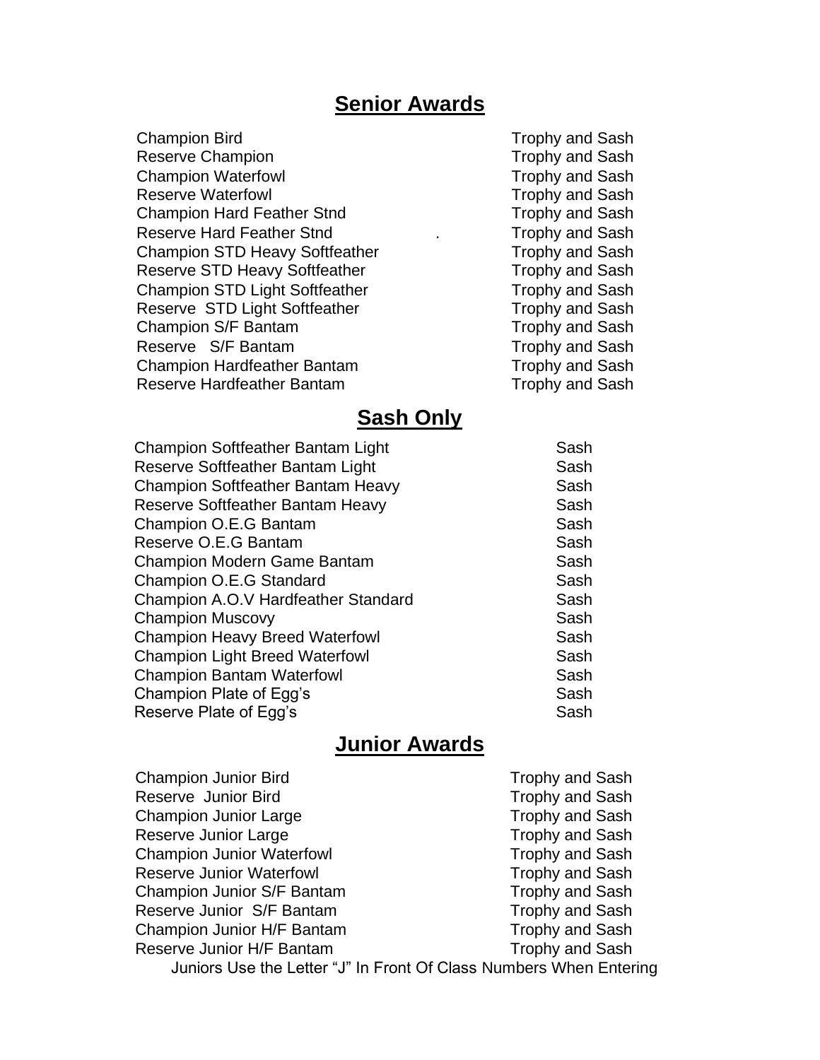## Senior Awards

| | |
|---|---|
| Champion Bird | Trophy and Sash |
| Reserve Champion | Trophy and Sash |
| Champion Waterfowl | Trophy and Sash |
| Reserve Waterfowl | Trophy and Sash |
| Champion Hard Feather Stnd | Trophy and Sash |
| Reserve Hard Feather Stnd | Trophy and Sash |
| Champion STD Heavy Softfeather | Trophy and Sash |
| Reserve STD Heavy Softfeather | Trophy and Sash |
| Champion STD Light Softfeather | Trophy and Sash |
| Reserve STD Light Softfeather | Trophy and Sash |
| Champion S/F Bantam | Trophy and Sash |
| Reserve S/F Bantam | Trophy and Sash |
| Champion Hardfeather Bantam | Trophy and Sash |
| Reserve Hardfeather Bantam | Trophy and Sash |

## Sash Only

| | |
|---|---|
| Champion Softfeather Bantam Light | Sash |
| Reserve Softfeather Bantam Light | Sash |
| Champion Softfeather Bantam Heavy | Sash |
| Reserve Softfeather Bantam Heavy | Sash |
| Champion O.E.G Bantam | Sash |
| Reserve O.E.G Bantam | Sash |
| Champion Modern Game Bantam | Sash |
| Champion O.E.G Standard | Sash |
| Champion A.O.V Hardfeather Standard | Sash |
| Champion Muscovy | Sash |
| Champion Heavy Breed Waterfowl | Sash |
| Champion Light Breed Waterfowl | Sash |
| Champion Bantam Waterfowl | Sash |
| Champion Plate of Egg's | Sash |
| Reserve Plate of Egg's | Sash |

## Junior Awards

| | |
|---|---|
| Champion Junior Bird | Trophy and Sash |
| Reserve Junior Bird | Trophy and Sash |
| Champion Junior Large | Trophy and Sash |
| Reserve Junior Large | Trophy and Sash |
| Champion Junior Waterfowl | Trophy and Sash |
| Reserve Junior Waterfowl | Trophy and Sash |
| Champion Junior S/F Bantam | Trophy and Sash |
| Reserve Junior S/F Bantam | Trophy and Sash |
| Champion Junior H/F Bantam | Trophy and Sash |
| Reserve Junior H/F Bantam | Trophy and Sash |

Juniors Use the Letter "J" In Front Of Class Numbers When Entering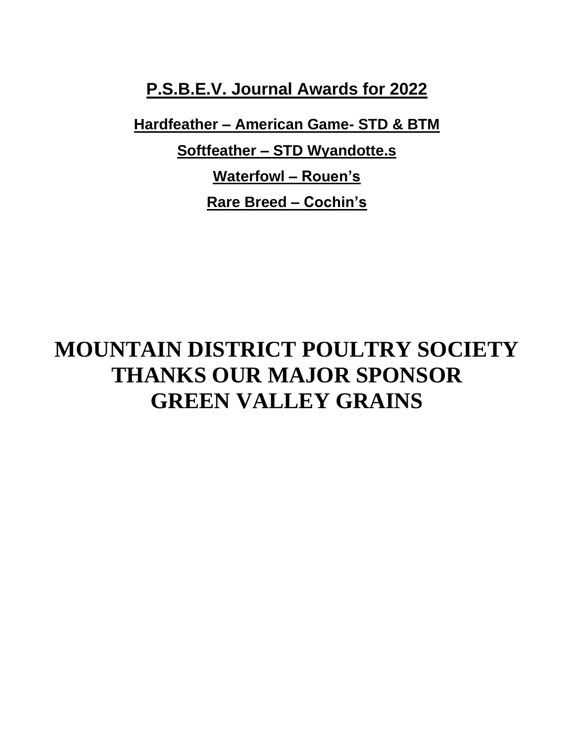## P.S.B.E.V. Journal Awards for 2022

**Hardfeather – American Game- STD & BTM**

**Softfeather – STD Wyandotte.s**

**Waterfowl – Rouen's**

**Rare Breed – Cochin's**

# MOUNTAIN DISTRICT POULTRY SOCIETY THANKS OUR MAJOR SPONSOR GREEN VALLEY GRAINS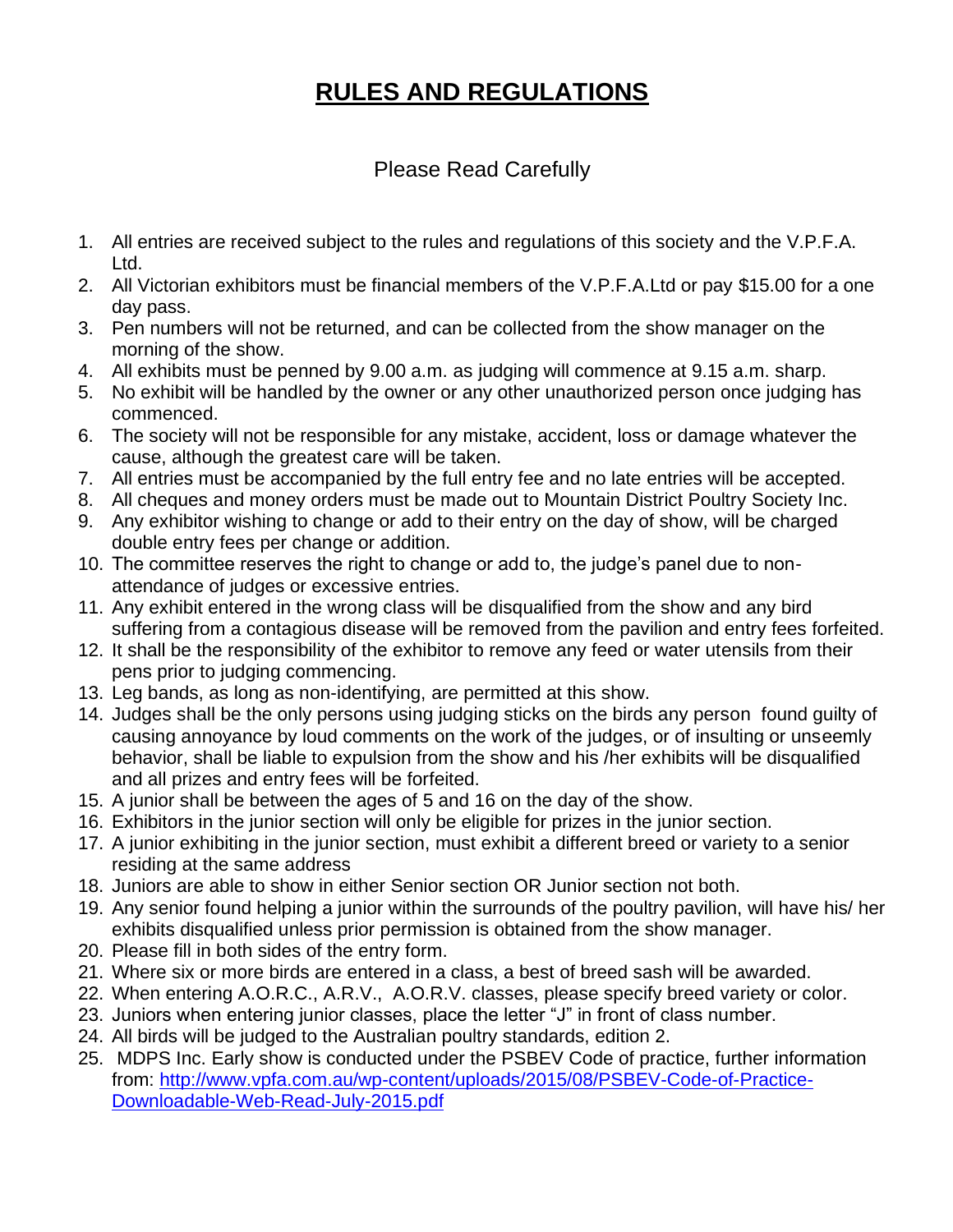# RULES AND REGULATIONS

Please Read Carefully

1. All entries are received subject to the rules and regulations of this society and the V.P.F.A. Ltd.
2. All Victorian exhibitors must be financial members of the V.P.F.A.Ltd or pay $15.00 for a one day pass.
3. Pen numbers will not be returned, and can be collected from the show manager on the morning of the show.
4. All exhibits must be penned by 9.00 a.m. as judging will commence at 9.15 a.m. sharp.
5. No exhibit will be handled by the owner or any other unauthorized person once judging has commenced.
6. The society will not be responsible for any mistake, accident, loss or damage whatever the cause, although the greatest care will be taken.
7. All entries must be accompanied by the full entry fee and no late entries will be accepted.
8. All cheques and money orders must be made out to Mountain District Poultry Society Inc.
9. Any exhibitor wishing to change or add to their entry on the day of show, will be charged double entry fees per change or addition.
10. The committee reserves the right to change or add to, the judge's panel due to non-attendance of judges or excessive entries.
11. Any exhibit entered in the wrong class will be disqualified from the show and any bird suffering from a contagious disease will be removed from the pavilion and entry fees forfeited.
12. It shall be the responsibility of the exhibitor to remove any feed or water utensils from their pens prior to judging commencing.
13. Leg bands, as long as non-identifying, are permitted at this show.
14. Judges shall be the only persons using judging sticks on the birds any person found guilty of causing annoyance by loud comments on the work of the judges, or of insulting or unseemly behavior, shall be liable to expulsion from the show and his /her exhibits will be disqualified and all prizes and entry fees will be forfeited.
15. A junior shall be between the ages of 5 and 16 on the day of the show.
16. Exhibitors in the junior section will only be eligible for prizes in the junior section.
17. A junior exhibiting in the junior section, must exhibit a different breed or variety to a senior residing at the same address
18. Juniors are able to show in either Senior section OR Junior section not both.
19. Any senior found helping a junior within the surrounds of the poultry pavilion, will have his/ her exhibits disqualified unless prior permission is obtained from the show manager.
20. Please fill in both sides of the entry form.
21. Where six or more birds are entered in a class, a best of breed sash will be awarded.
22. When entering A.O.R.C., A.R.V., A.O.R.V. classes, please specify breed variety or color.
23. Juniors when entering junior classes, place the letter "J" in front of class number.
24. All birds will be judged to the Australian poultry standards, edition 2.
25. MDPS Inc. Early show is conducted under the PSBEV Code of practice, further information from: [http://www.vpfa.com.au/wp-content/uploads/2015/08/PSBEV-Code-of-Practice-Downloadable-Web-Read-July-2015.pdf](http://www.vpfa.com.au/wp-content/uploads/2015/08/PSBEV-Code-of-Practice-Downloadable-Web-Read-July-2015.pdf)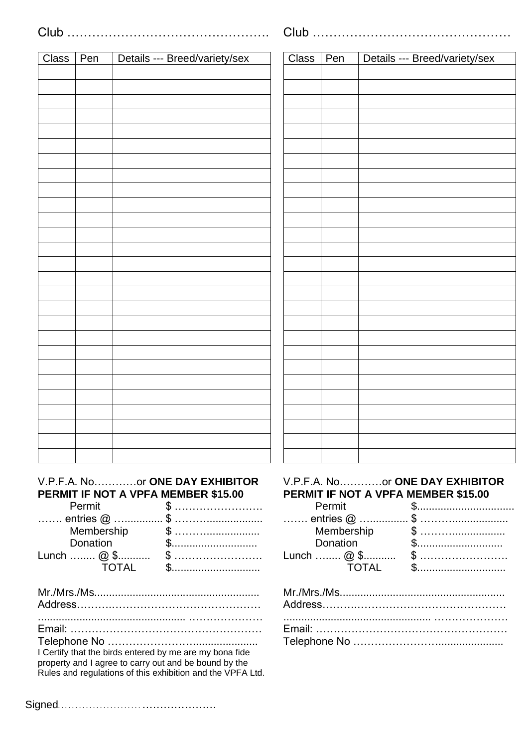Club ………………………………………….

| Class | Pen | Details --- Breed/variety/sex |
|---|---|---|
| | | |
| | | |
| | | |
| | | |
| | | |
| | | |
| | | |
| | | |
| | | |
| | | |
| | | |
| | | |
| | | |
| | | |
| | | |
| | | |
| | | |
| | | |
| | | |
| | | |
| | | |
| | | |
| | | |
| | | |
| | | |
| | | |
| | | |

V.P.F.A. No…………or **ONE DAY EXHIBITOR PERMIT IF NOT A VPFA MEMBER $15.00**

Permit $ …………………….

……. entries @ …............ $ ………..................

Membership $ ………..................

Donation $............................

Lunch …..... @ $........... $ …………………….

TOTAL $.............................

Mr./Mrs./Ms.......................................................

Address……………………………………………

................................................ …………………

Email: ……………………………………………

Telephone No …………………….....................

I Certify that the birds entered by me are my bona fide property and I agree to carry out and be bound by the Rules and regulations of this exhibition and the VPFA Ltd.

Signed…………………………………………

Club ………………………………………….

| Class | Pen | Details --- Breed/variety/sex |
|---|---|---|
| | | |
| | | |
| | | |
| | | |
| | | |
| | | |
| | | |
| | | |
| | | |
| | | |
| | | |
| | | |
| | | |
| | | |
| | | |
| | | |
| | | |
| | | |
| | | |
| | | |
| | | |
| | | |
| | | |
| | | |
| | | |
| | | |
| | | |

V.P.F.A. No…………or **ONE DAY EXHIBITOR PERMIT IF NOT A VPFA MEMBER $15.00**

Permit $................................

……. entries @ …............ $ ………..................

Membership $ ………..................

Donation $............................

Lunch …..... @ $........... $ …………………….

TOTAL $.............................

Mr./Mrs./Ms.......................................................

Address……………………………………………

................................................ …………………

Email: ……………………………………………

Telephone No …………………….....................